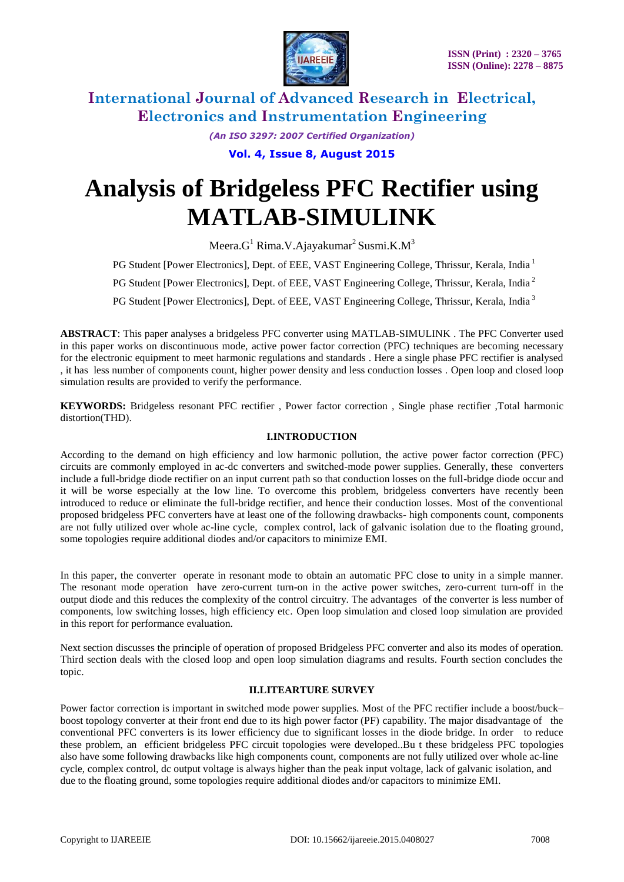# Analysis of Bridgeless PFC Rectifier using MATLAB-SIMULINK

Meera.G[1] Rima.V.Ajayakumar[2] Susmi.K.M[3]

PG Student [Power Electronics], Dept. of EEE, VAST Engineering College, Thrissur, Kerala, India [1]

PG Student [Power Electronics], Dept. of EEE, VAST Engineering College, Thrissur, Kerala, India [2]

PG Student [Power Electronics], Dept. of EEE, VAST Engineering College, Thrissur, Kerala, India [3]

**ABSTRACT**: This paper analyses a bridgeless PFC converter using MATLAB-SIMULINK . The PFC Converter used in this paper works on discontinuous mode, active power factor correction (PFC) techniques are becoming necessary for the electronic equipment to meet harmonic regulations and standards . Here a single phase PFC rectifier is analysed , it has less number of components count, higher power density and less conduction losses . Open loop and closed loop simulation results are provided to verify the performance.

**KEYWORDS:** Bridgeless resonant PFC rectifier , Power factor correction , Single phase rectifier ,Total harmonic distortion(THD).

## I.INTRODUCTION

According to the demand on high efficiency and low harmonic pollution, the active power factor correction (PFC) circuits are commonly employed in ac-dc converters and switched-mode power supplies. Generally, these converters include a full-bridge diode rectifier on an input current path so that conduction losses on the full-bridge diode occur and it will be worse especially at the low line. To overcome this problem, bridgeless converters have recently been introduced to reduce or eliminate the full-bridge rectifier, and hence their conduction losses. Most of the conventional proposed bridgeless PFC converters have at least one of the following drawbacks- high components count, components are not fully utilized over whole ac-line cycle, complex control, lack of galvanic isolation due to the floating ground, some topologies require additional diodes and/or capacitors to minimize EMI.

In this paper, the converter operate in resonant mode to obtain an automatic PFC close to unity in a simple manner. The resonant mode operation have zero-current turn-on in the active power switches, zero-current turn-off in the output diode and this reduces the complexity of the control circuitry. The advantages of the converter is less number of components, low switching losses, high efficiency etc. Open loop simulation and closed loop simulation are provided in this report for performance evaluation.

Next section discusses the principle of operation of proposed Bridgeless PFC converter and also its modes of operation. Third section deals with the closed loop and open loop simulation diagrams and results. Fourth section concludes the topic.

## II.LITEARTURE SURVEY

Power factor correction is important in switched mode power supplies. Most of the PFC rectifier include a boost/buck–boost topology converter at their front end due to its high power factor (PF) capability. The major disadvantage of the conventional PFC converters is its lower efficiency due to significant losses in the diode bridge. In order to reduce these problem, an efficient bridgeless PFC circuit topologies were developed..Bu t these bridgeless PFC topologies also have some following drawbacks like high components count, components are not fully utilized over whole ac-line cycle, complex control, dc output voltage is always higher than the peak input voltage, lack of galvanic isolation, and due to the floating ground, some topologies require additional diodes and/or capacitors to minimize EMI.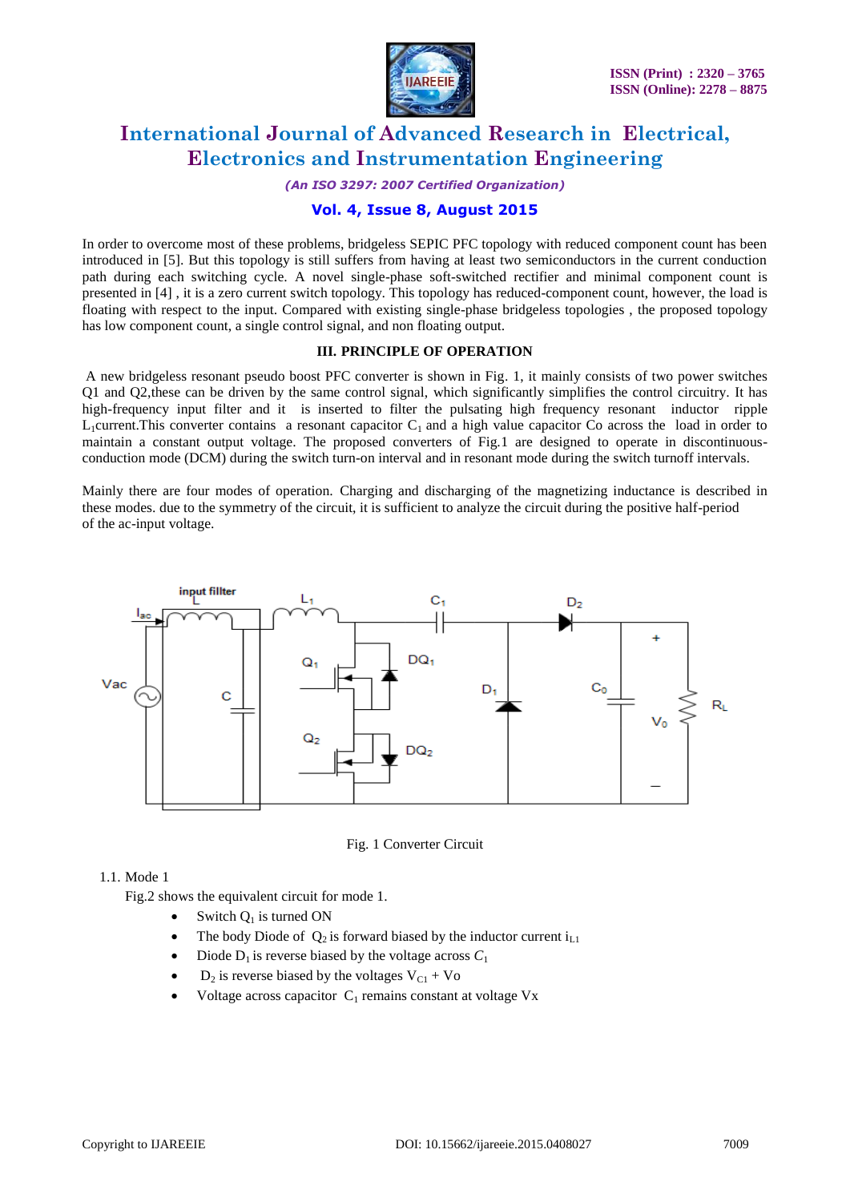In order to overcome most of these problems, bridgeless SEPIC PFC topology with reduced component count has been introduced in [5]. But this topology is still suffers from having at least two semiconductors in the current conduction path during each switching cycle. A novel single-phase soft-switched rectifier and minimal component count is presented in [4] , it is a zero current switch topology. This topology has reduced-component count, however, the load is floating with respect to the input. Compared with existing single-phase bridgeless topologies , the proposed topology has low component count, a single control signal, and non floating output.

## III. PRINCIPLE OF OPERATION

A new bridgeless resonant pseudo boost PFC converter is shown in Fig. 1, it mainly consists of two power switches Q1 and Q2,these can be driven by the same control signal, which significantly simplifies the control circuitry. It has high-frequency input filter and it is inserted to filter the pulsating high frequency resonant inductor ripple $L_1$current.This converter contains a resonant capacitor $C_1$ and a high value capacitor Co across the load in order to maintain a constant output voltage. The proposed converters of Fig.1 are designed to operate in discontinuous-conduction mode (DCM) during the switch turn-on interval and in resonant mode during the switch turnoff intervals.

Mainly there are four modes of operation. Charging and discharging of the magnetizing inductance is described in these modes. due to the symmetry of the circuit, it is sufficient to analyze the circuit during the positive half-period of the ac-input voltage.

Fig. 1 Converter Circuit

1.1. Mode 1

Fig.2 shows the equivalent circuit for mode 1.

- Switch $Q_1$ is turned ON
- The body Diode of $Q_2$ is forward biased by the inductor current $i_{L1}$
- Diode $D_1$ is reverse biased by the voltage across $C_1$
- $D_2$ is reverse biased by the voltages $V_{C1}$ + Vo
- Voltage across capacitor $C_1$ remains constant at voltage Vx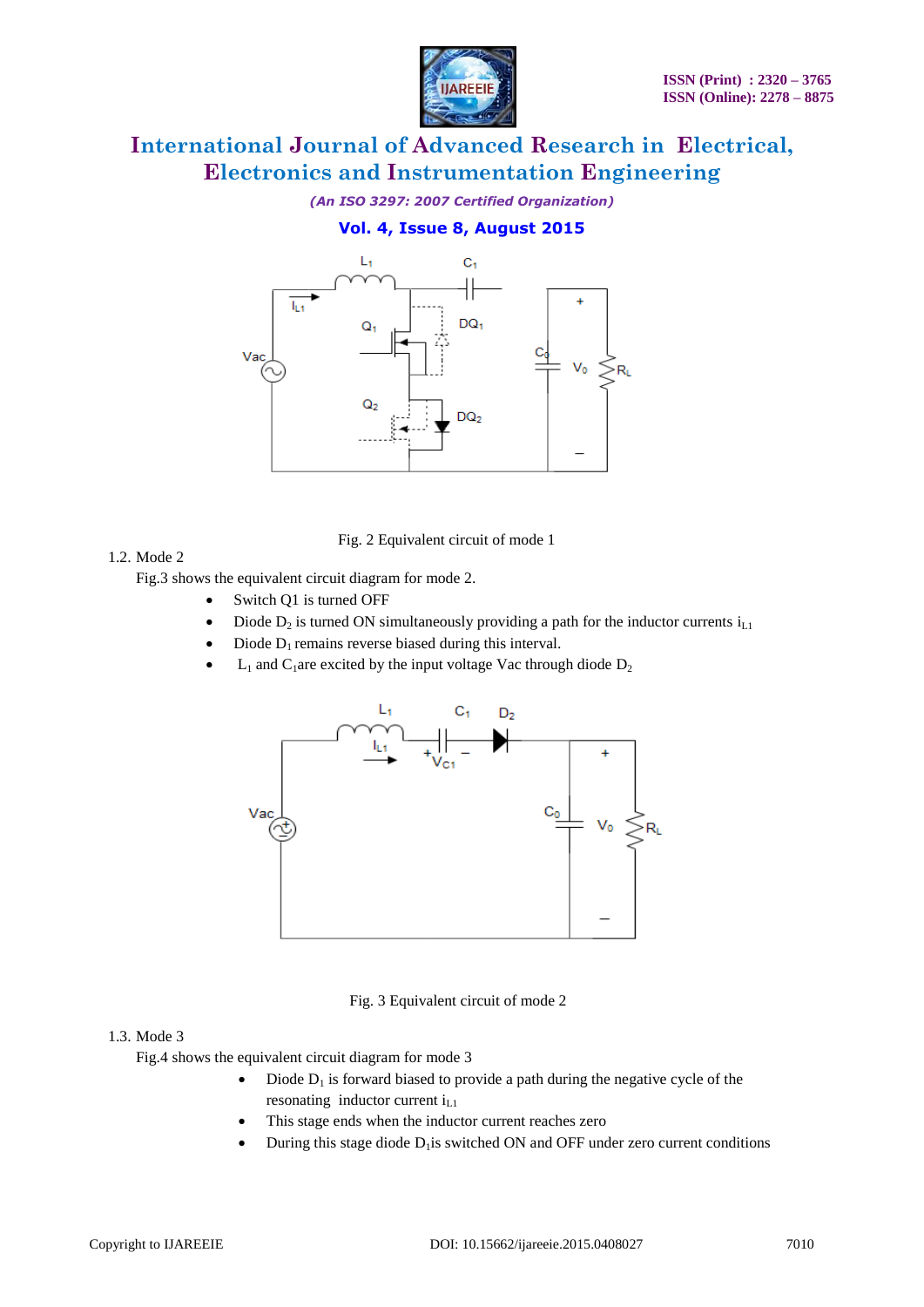Fig. 2 Equivalent circuit of mode 1

1.2. Mode 2

Fig.3 shows the equivalent circuit diagram for mode 2.

- Switch Q1 is turned OFF
- Diode $D_2$ is turned ON simultaneously providing a path for the inductor currents $i_{L1}$
- Diode $D_1$ remains reverse biased during this interval.
- $L_1$ and $C_1$are excited by the input voltage Vac through diode $D_2$

Fig. 3 Equivalent circuit of mode 2

1.3. Mode 3

Fig.4 shows the equivalent circuit diagram for mode 3

- Diode $D_1$ is forward biased to provide a path during the negative cycle of the resonating inductor current $i_{L1}$
- This stage ends when the inductor current reaches zero
- During this stage diode $D_1$is switched ON and OFF under zero current conditions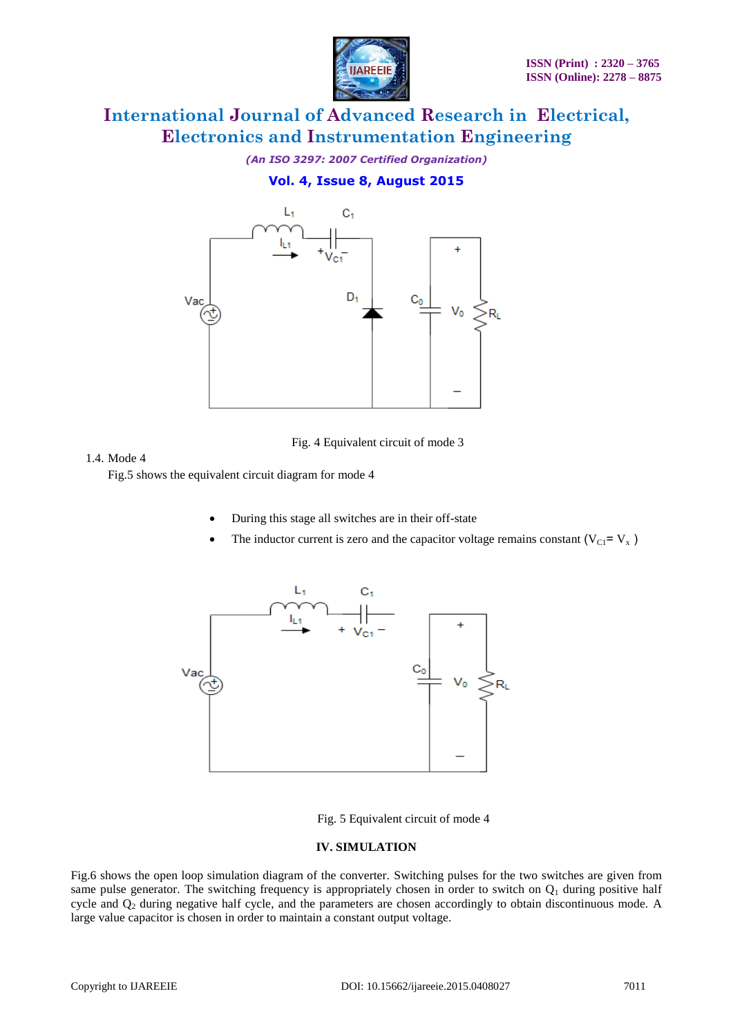Fig. 4 Equivalent circuit of mode 3

1.4. Mode 4

Fig.5 shows the equivalent circuit diagram for mode 4

- During this stage all switches are in their off-state
- The inductor current is zero and the capacitor voltage remains constant ($V_{C1}= V_x$ )

Fig. 5 Equivalent circuit of mode 4

## IV. SIMULATION

Fig.6 shows the open loop simulation diagram of the converter. Switching pulses for the two switches are given from same pulse generator. The switching frequency is appropriately chosen in order to switch on $Q_1$ during positive half cycle and $Q_2$ during negative half cycle, and the parameters are chosen accordingly to obtain discontinuous mode. A large value capacitor is chosen in order to maintain a constant output voltage.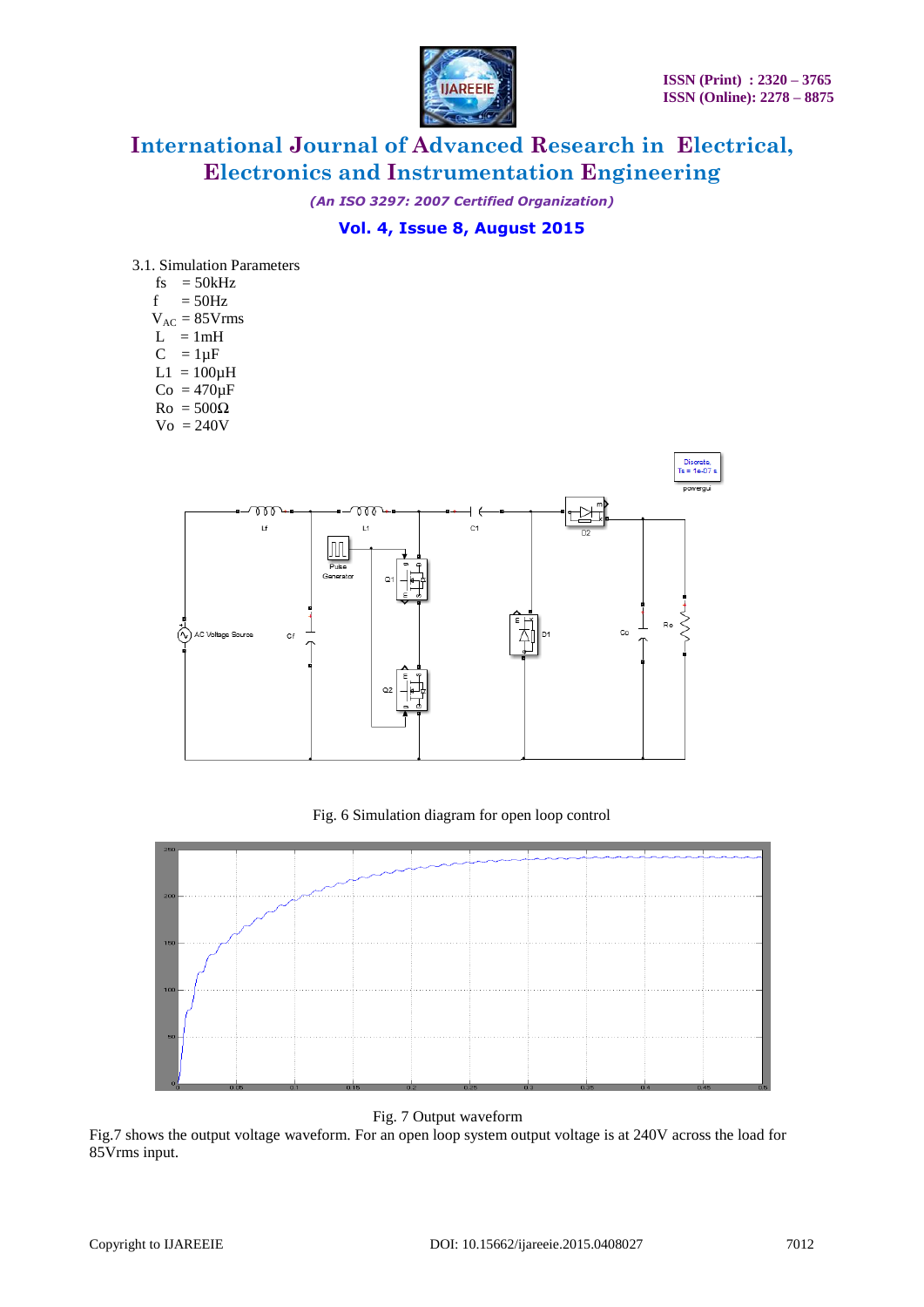3.1. Simulation Parameters

- $f_s$ = 50kHz
- f = 50Hz
- $V_{AC}$ = 85Vrms
- L = 1mH
- C = 1μF
- L1 = 100μH
- Co = 470μF
- Ro = 500Ω
- Vo = 240V

Fig. 6 Simulation diagram for open loop control

Fig. 7 Output waveform

Fig.7 shows the output voltage waveform. For an open loop system output voltage is at 240V across the load for 85Vrms input.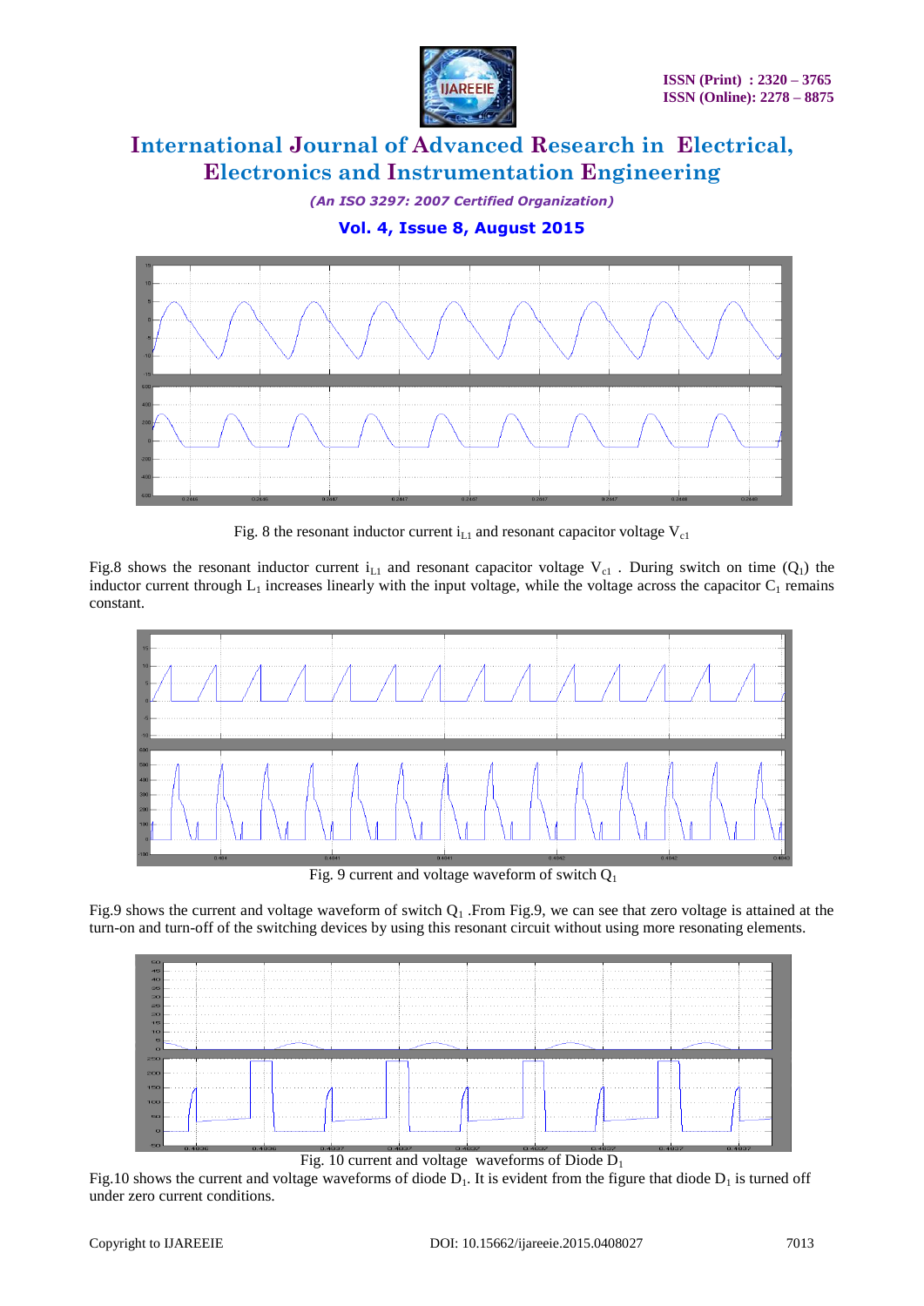Fig. 8 the resonant inductor current $i_{L1}$ and resonant capacitor voltage $V_{c1}$

Fig.8 shows the resonant inductor current $i_{L1}$ and resonant capacitor voltage $V_{c1}$ . During switch on time ($Q_1$) the inductor current through $L_1$ increases linearly with the input voltage, while the voltage across the capacitor $C_1$ remains constant.

Fig. 9 current and voltage waveform of switch $Q_1$

Fig.9 shows the current and voltage waveform of switch $Q_1$ .From Fig.9, we can see that zero voltage is attained at the turn-on and turn-off of the switching devices by using this resonant circuit without using more resonating elements.

Fig. 10 current and voltage waveforms of Diode $D_1$

Fig.10 shows the current and voltage waveforms of diode $D_1$. It is evident from the figure that diode $D_1$ is turned off under zero current conditions.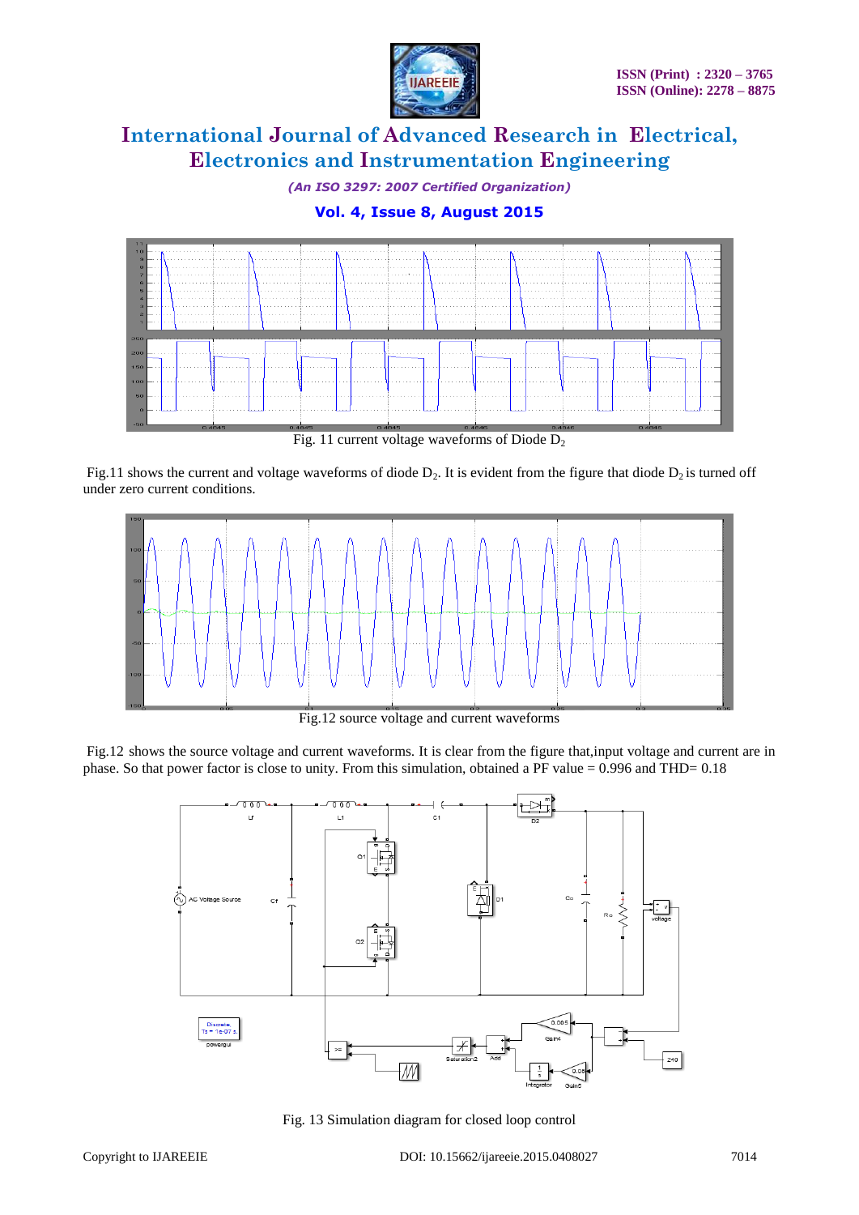Fig. 11 current voltage waveforms of Diode $D_2$

Fig.11 shows the current and voltage waveforms of diode $D_2$. It is evident from the figure that diode $D_2$ is turned off under zero current conditions.

Fig.12 source voltage and current waveforms

Fig.12 shows the source voltage and current waveforms. It is clear from the figure that,input voltage and current are in phase. So that power factor is close to unity. From this simulation, obtained a PF value = 0.996 and THD= 0.18

Fig. 13 Simulation diagram for closed loop control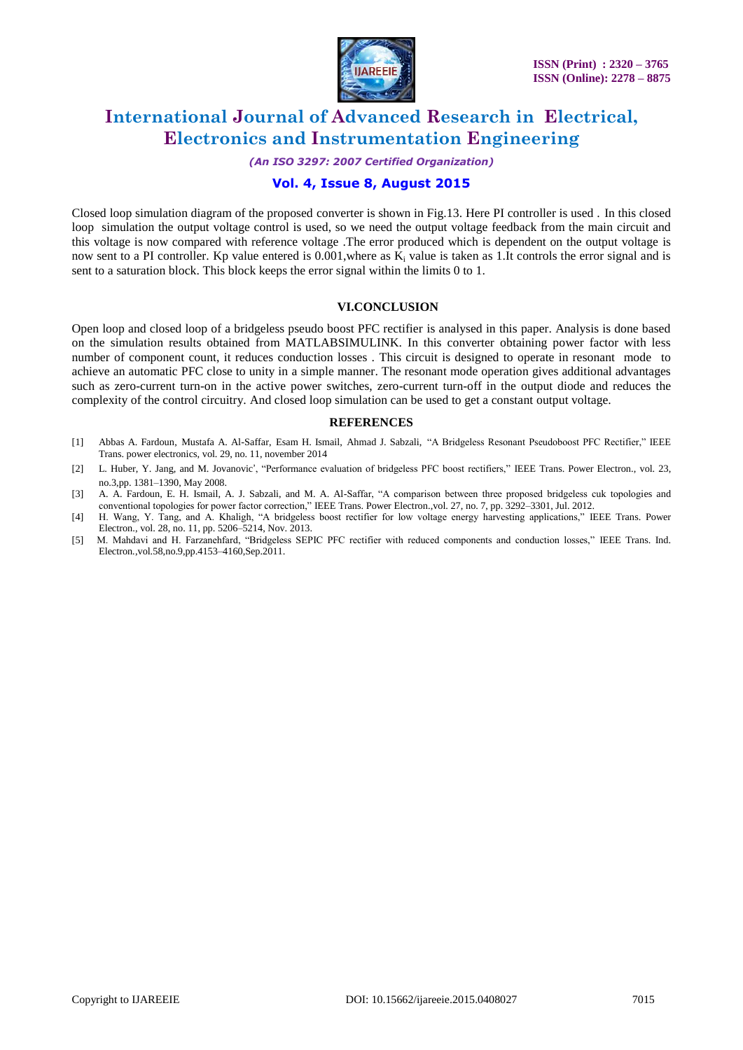Closed loop simulation diagram of the proposed converter is shown in Fig.13. Here PI controller is used . In this closed loop simulation the output voltage control is used, so we need the output voltage feedback from the main circuit and this voltage is now compared with reference voltage .The error produced which is dependent on the output voltage is now sent to a PI controller. Kp value entered is 0.001,where as $K_i$ value is taken as 1.It controls the error signal and is sent to a saturation block. This block keeps the error signal within the limits 0 to 1.

## VI.CONCLUSION

Open loop and closed loop of a bridgeless pseudo boost PFC rectifier is analysed in this paper. Analysis is done based on the simulation results obtained from MATLABSIMULINK. In this converter obtaining power factor with less number of component count, it reduces conduction losses . This circuit is designed to operate in resonant mode to achieve an automatic PFC close to unity in a simple manner. The resonant mode operation gives additional advantages such as zero-current turn-on in the active power switches, zero-current turn-off in the output diode and reduces the complexity of the control circuitry. And closed loop simulation can be used to get a constant output voltage.

## REFERENCES

[1] Abbas A. Fardoun, Mustafa A. Al-Saffar, Esam H. Ismail, Ahmad J. Sabzali, "A Bridgeless Resonant Pseudoboost PFC Rectifier," IEEE Trans. power electronics, vol. 29, no. 11, november 2014

[2] L. Huber, Y. Jang, and M. Jovanovic', "Performance evaluation of bridgeless PFC boost rectifiers," IEEE Trans. Power Electron., vol. 23, no.3,pp. 1381–1390, May 2008.

[3] A. A. Fardoun, E. H. Ismail, A. J. Sabzali, and M. A. Al-Saffar, "A comparison between three proposed bridgeless cuk topologies and conventional topologies for power factor correction," IEEE Trans. Power Electron.,vol. 27, no. 7, pp. 3292–3301, Jul. 2012.

[4] H. Wang, Y. Tang, and A. Khaligh, "A bridgeless boost rectifier for low voltage energy harvesting applications," IEEE Trans. Power Electron., vol. 28, no. 11, pp. 5206–5214, Nov. 2013.

[5] M. Mahdavi and H. Farzanehfard, "Bridgeless SEPIC PFC rectifier with reduced components and conduction losses," IEEE Trans. Ind. Electron.,vol.58,no.9,pp.4153–4160,Sep.2011.